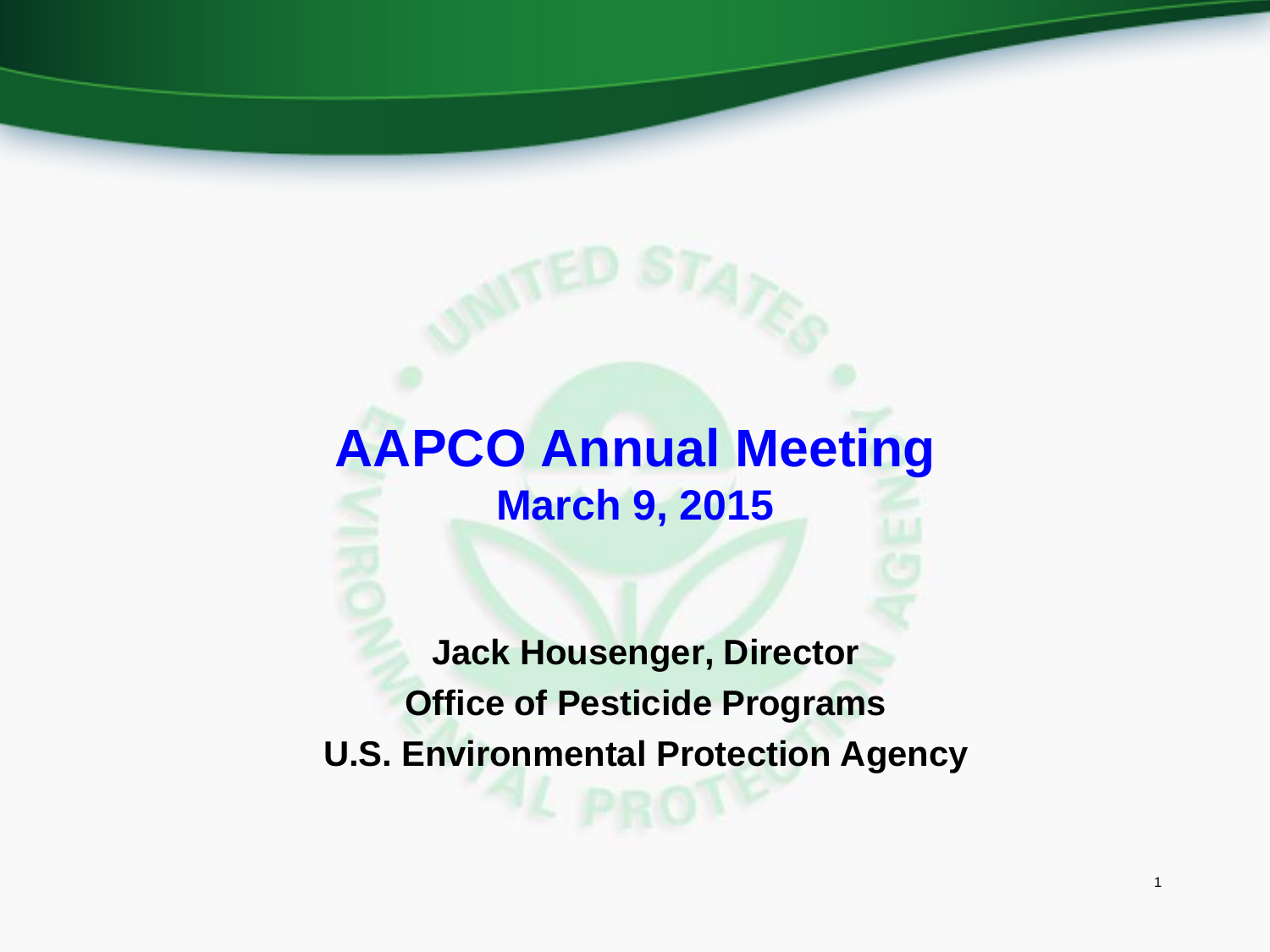# AAPCO Annual Meeting

## March 9, 2015

**Jack Housenger, Director**

**Office of Pesticide Programs**

**U.S. Environmental Protection Agency**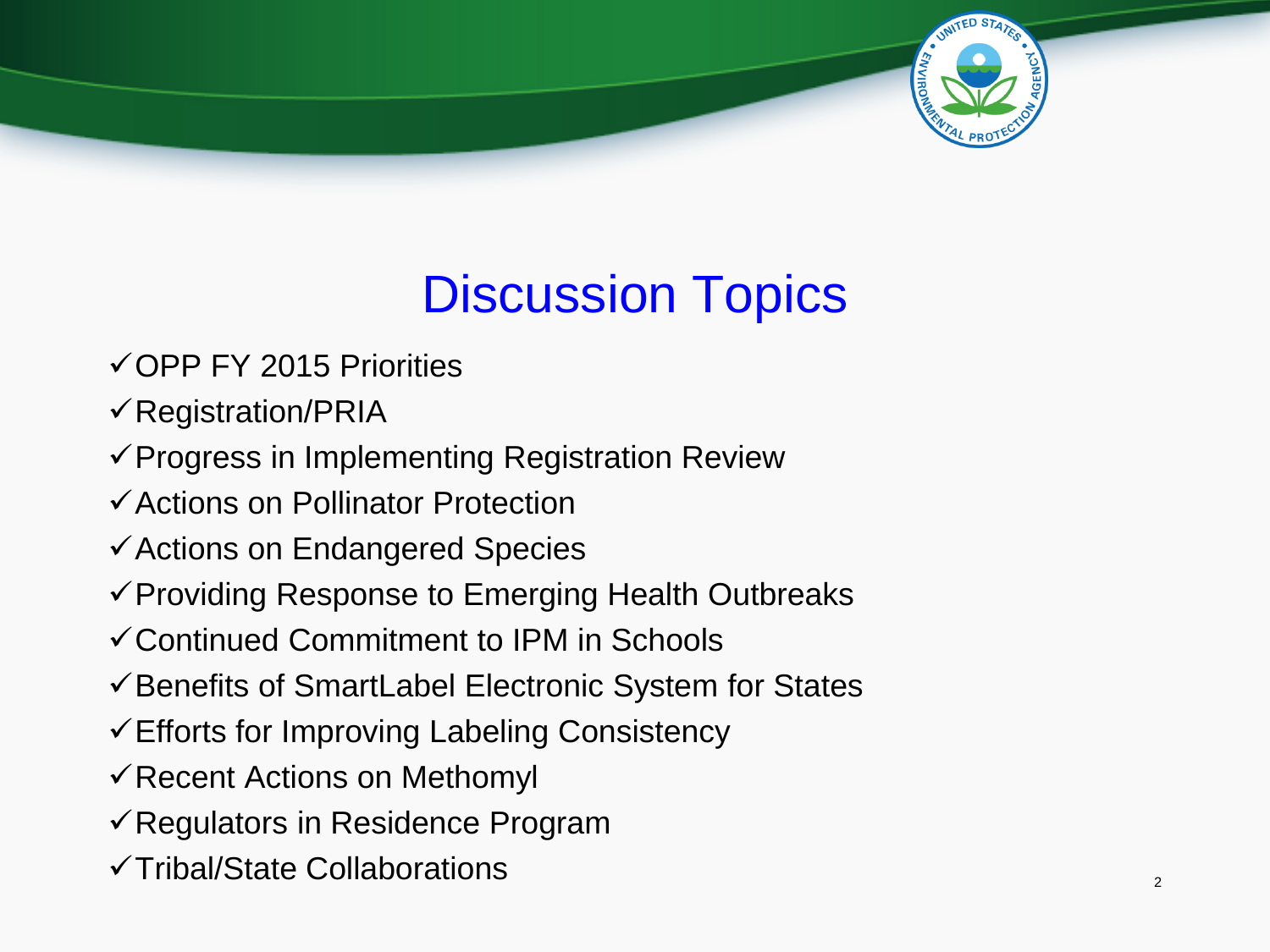# Discussion Topics

- ✓ OPP FY 2015 Priorities
- ✓ Registration/PRIA
- ✓ Progress in Implementing Registration Review
- ✓ Actions on Pollinator Protection
- ✓ Actions on Endangered Species
- ✓ Providing Response to Emerging Health Outbreaks
- ✓ Continued Commitment to IPM in Schools
- ✓ Benefits of SmartLabel Electronic System for States
- ✓ Efforts for Improving Labeling Consistency
- ✓ Recent Actions on Methomyl
- ✓ Regulators in Residence Program
- ✓ Tribal/State Collaborations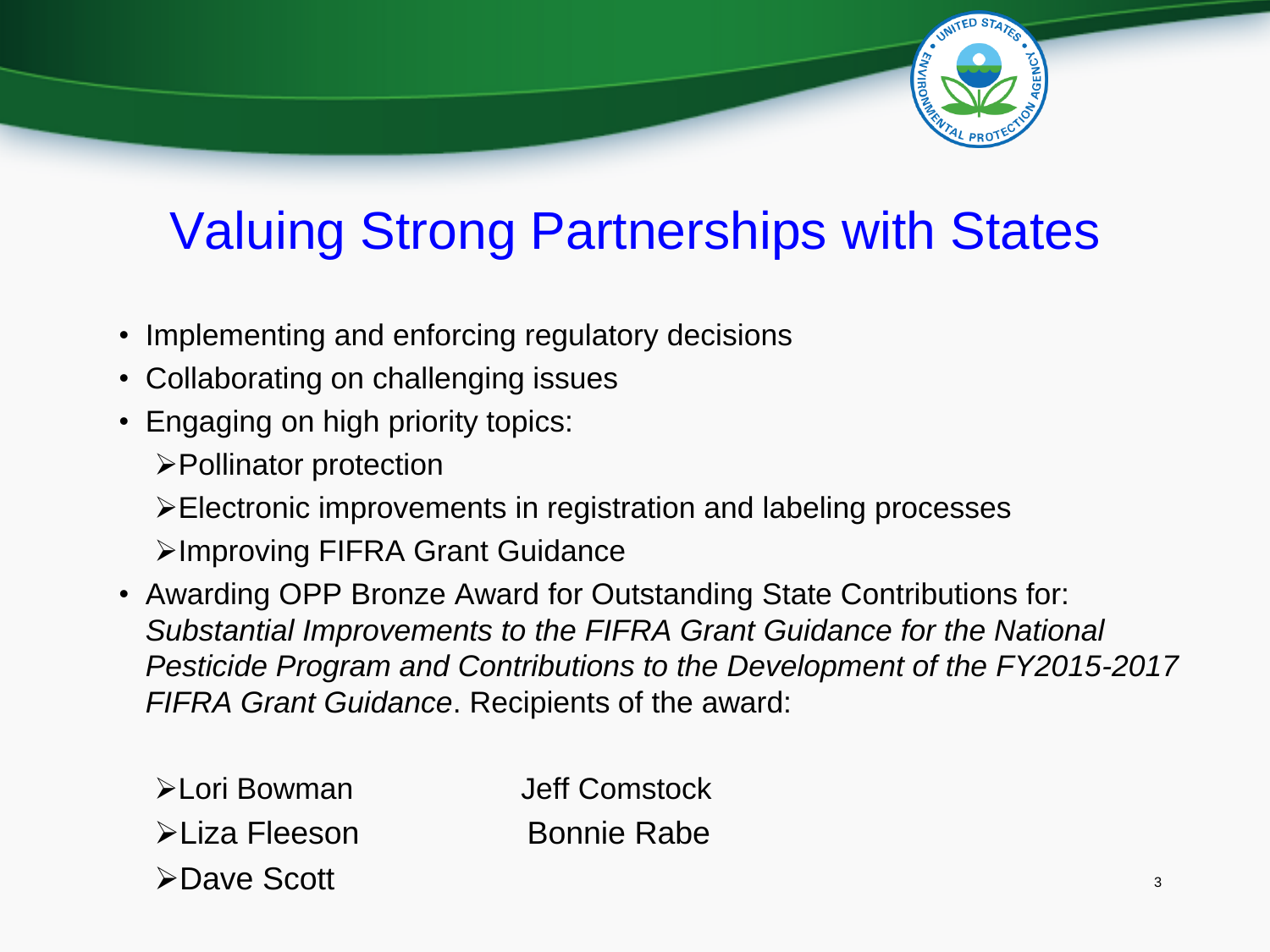# Valuing Strong Partnerships with States

- Implementing and enforcing regulatory decisions
- Collaborating on challenging issues
- Engaging on high priority topics:
  - Pollinator protection
  - Electronic improvements in registration and labeling processes
  - Improving FIFRA Grant Guidance
- Awarding OPP Bronze Award for Outstanding State Contributions for: *Substantial Improvements to the FIFRA Grant Guidance for the National Pesticide Program and Contributions to the Development of the FY2015-2017 FIFRA Grant Guidance*. Recipients of the award:

  - Lori Bowman
  - Jeff Comstock
  - Liza Fleeson
  - Bonnie Rabe
  - Dave Scott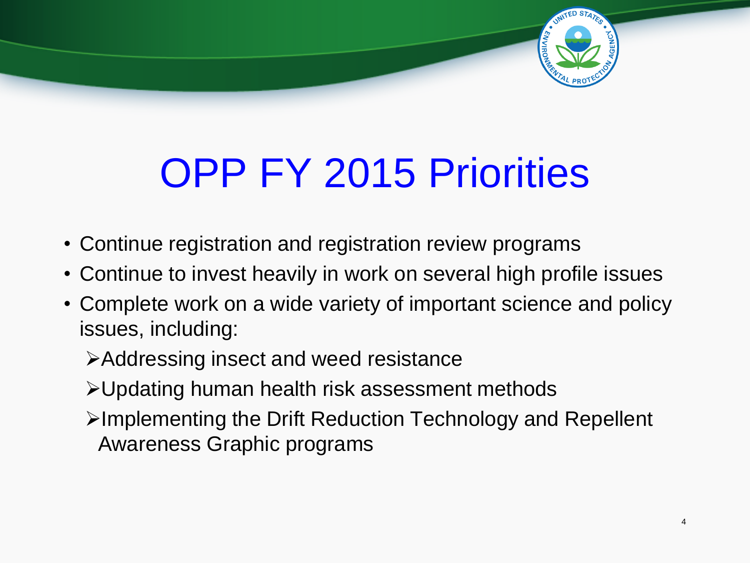# OPP FY 2015 Priorities

- Continue registration and registration review programs
- Continue to invest heavily in work on several high profile issues
- Complete work on a wide variety of important science and policy issues, including:
  - Addressing insect and weed resistance
  - Updating human health risk assessment methods
  - Implementing the Drift Reduction Technology and Repellent Awareness Graphic programs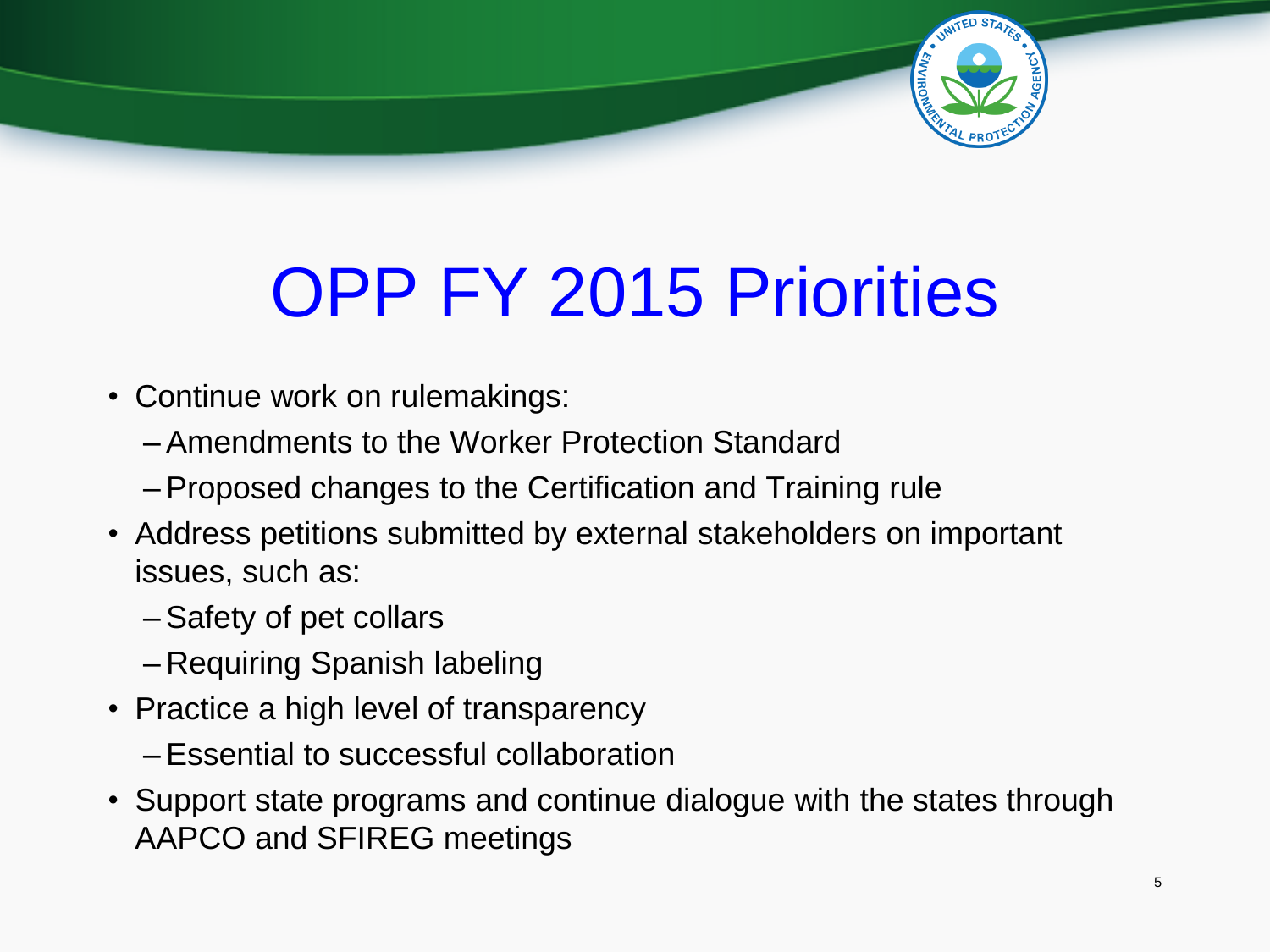# OPP FY 2015 Priorities

- Continue work on rulemakings:
  - Amendments to the Worker Protection Standard
  - Proposed changes to the Certification and Training rule
- Address petitions submitted by external stakeholders on important issues, such as:
  - Safety of pet collars
  - Requiring Spanish labeling
- Practice a high level of transparency
  - Essential to successful collaboration
- Support state programs and continue dialogue with the states through AAPCO and SFIREG meetings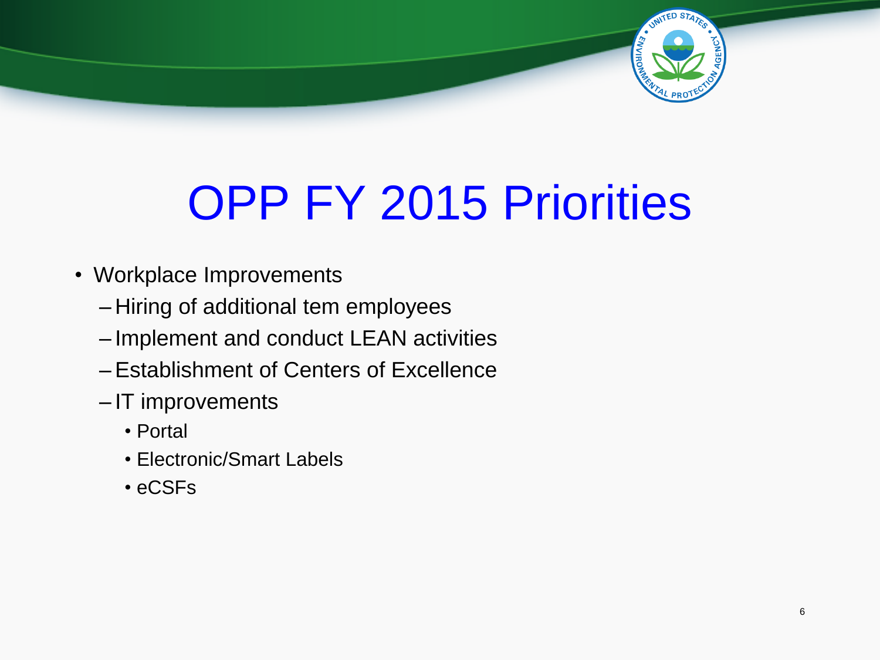# OPP FY 2015 Priorities

- Workplace Improvements
  - Hiring of additional tem employees
  - Implement and conduct LEAN activities
  - Establishment of Centers of Excellence
  - IT improvements
    - Portal
    - Electronic/Smart Labels
    - eCSFs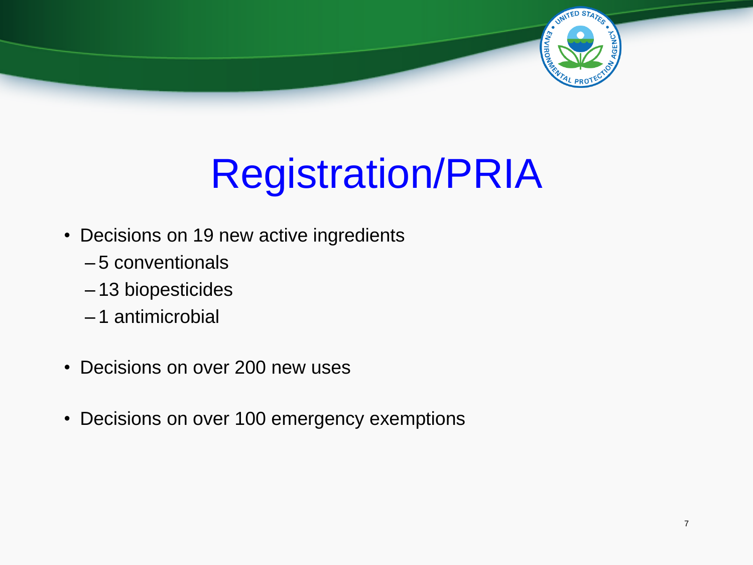# Registration/PRIA

- Decisions on 19 new active ingredients
  - 5 conventionals
  - 13 biopesticides
  - 1 antimicrobial
- Decisions on over 200 new uses
- Decisions on over 100 emergency exemptions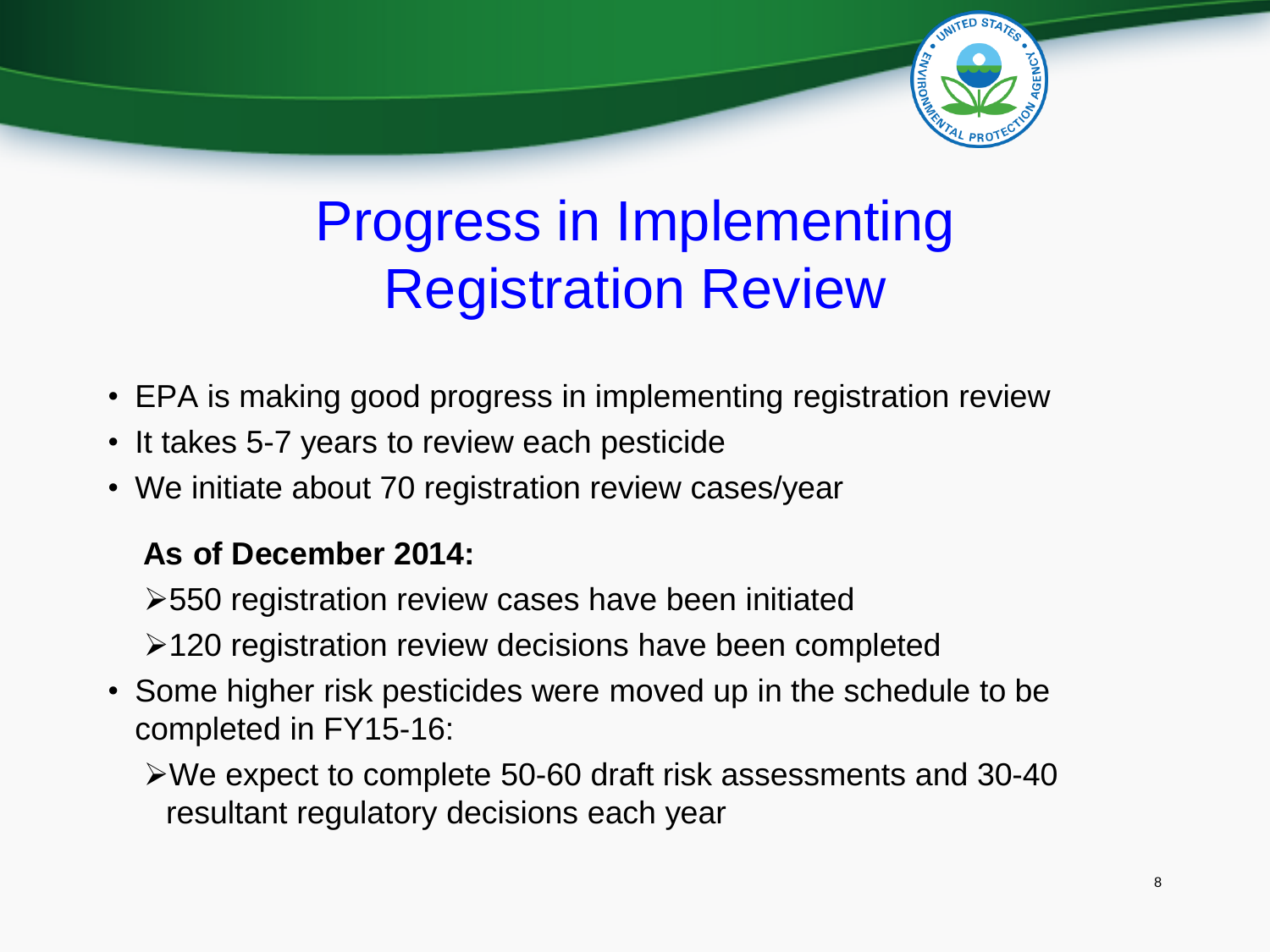# Progress in Implementing Registration Review

- EPA is making good progress in implementing registration review
- It takes 5-7 years to review each pesticide
- We initiate about 70 registration review cases/year

**As of December 2014:**

- 550 registration review cases have been initiated
- 120 registration review decisions have been completed

- Some higher risk pesticides were moved up in the schedule to be completed in FY15-16:
  - We expect to complete 50-60 draft risk assessments and 30-40 resultant regulatory decisions each year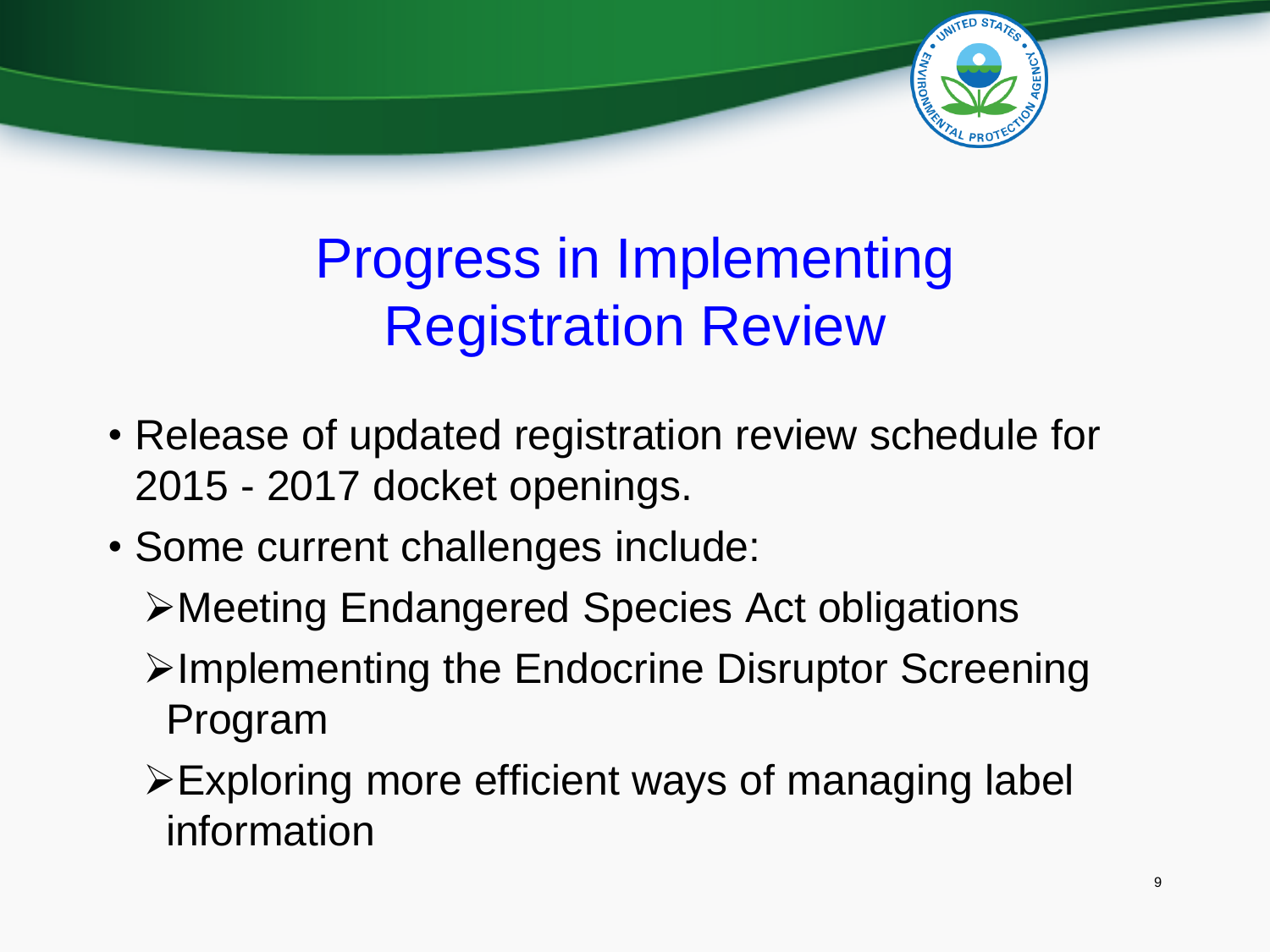# Progress in Implementing Registration Review

- Release of updated registration review schedule for 2015 - 2017 docket openings.
- Some current challenges include:
  - Meeting Endangered Species Act obligations
  - Implementing the Endocrine Disruptor Screening Program
  - Exploring more efficient ways of managing label information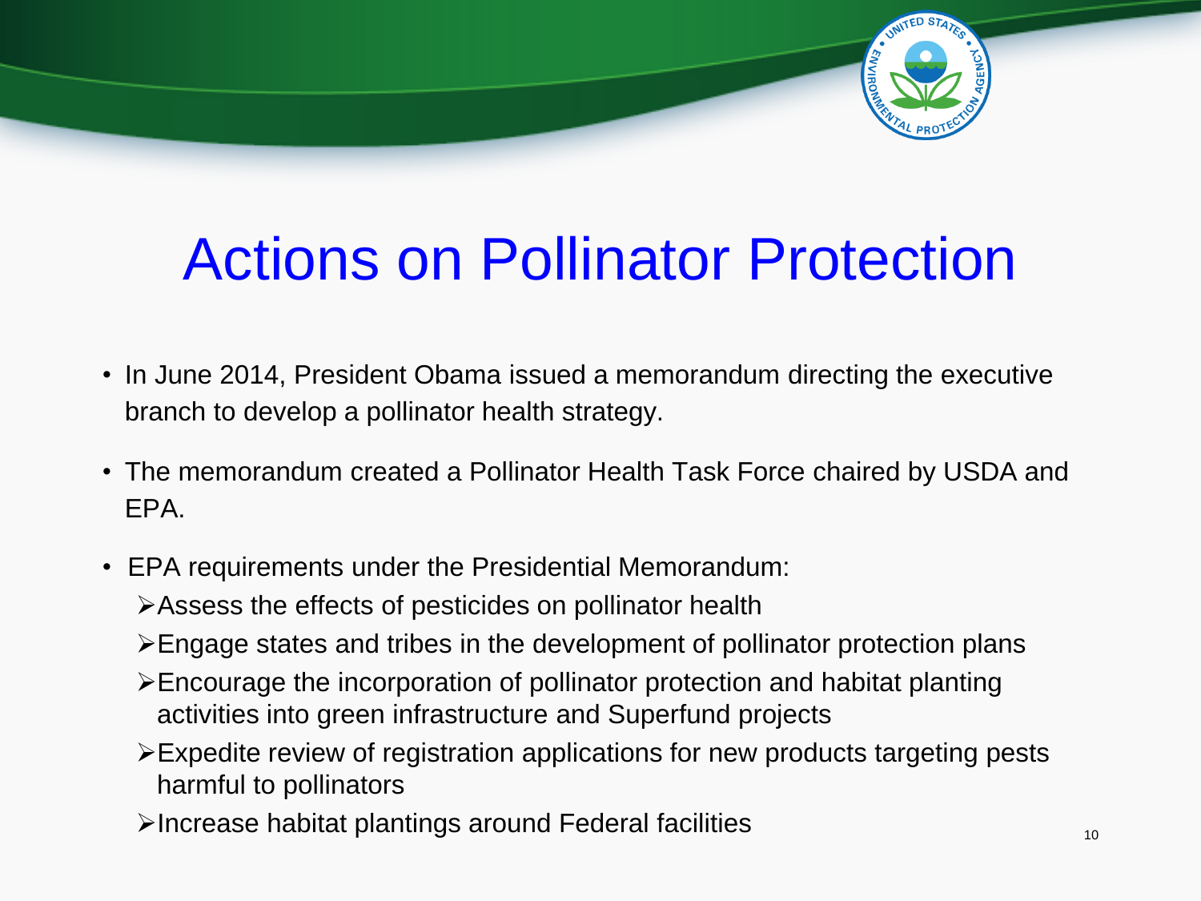# Actions on Pollinator Protection

- In June 2014, President Obama issued a memorandum directing the executive branch to develop a pollinator health strategy.
- The memorandum created a Pollinator Health Task Force chaired by USDA and EPA.
- EPA requirements under the Presidential Memorandum:
  - Assess the effects of pesticides on pollinator health
  - Engage states and tribes in the development of pollinator protection plans
  - Encourage the incorporation of pollinator protection and habitat planting activities into green infrastructure and Superfund projects
  - Expedite review of registration applications for new products targeting pests harmful to pollinators
  - Increase habitat plantings around Federal facilities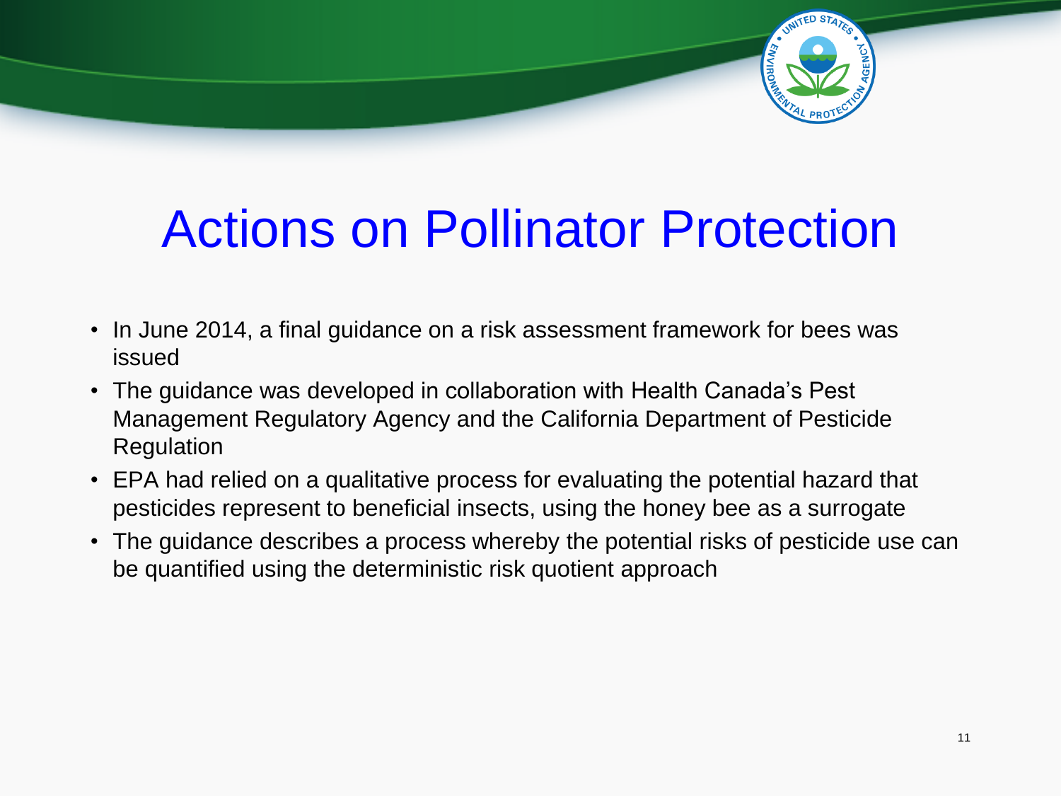# Actions on Pollinator Protection

- In June 2014, a final guidance on a risk assessment framework for bees was issued
- The guidance was developed in collaboration with Health Canada's Pest Management Regulatory Agency and the California Department of Pesticide Regulation
- EPA had relied on a qualitative process for evaluating the potential hazard that pesticides represent to beneficial insects, using the honey bee as a surrogate
- The guidance describes a process whereby the potential risks of pesticide use can be quantified using the deterministic risk quotient approach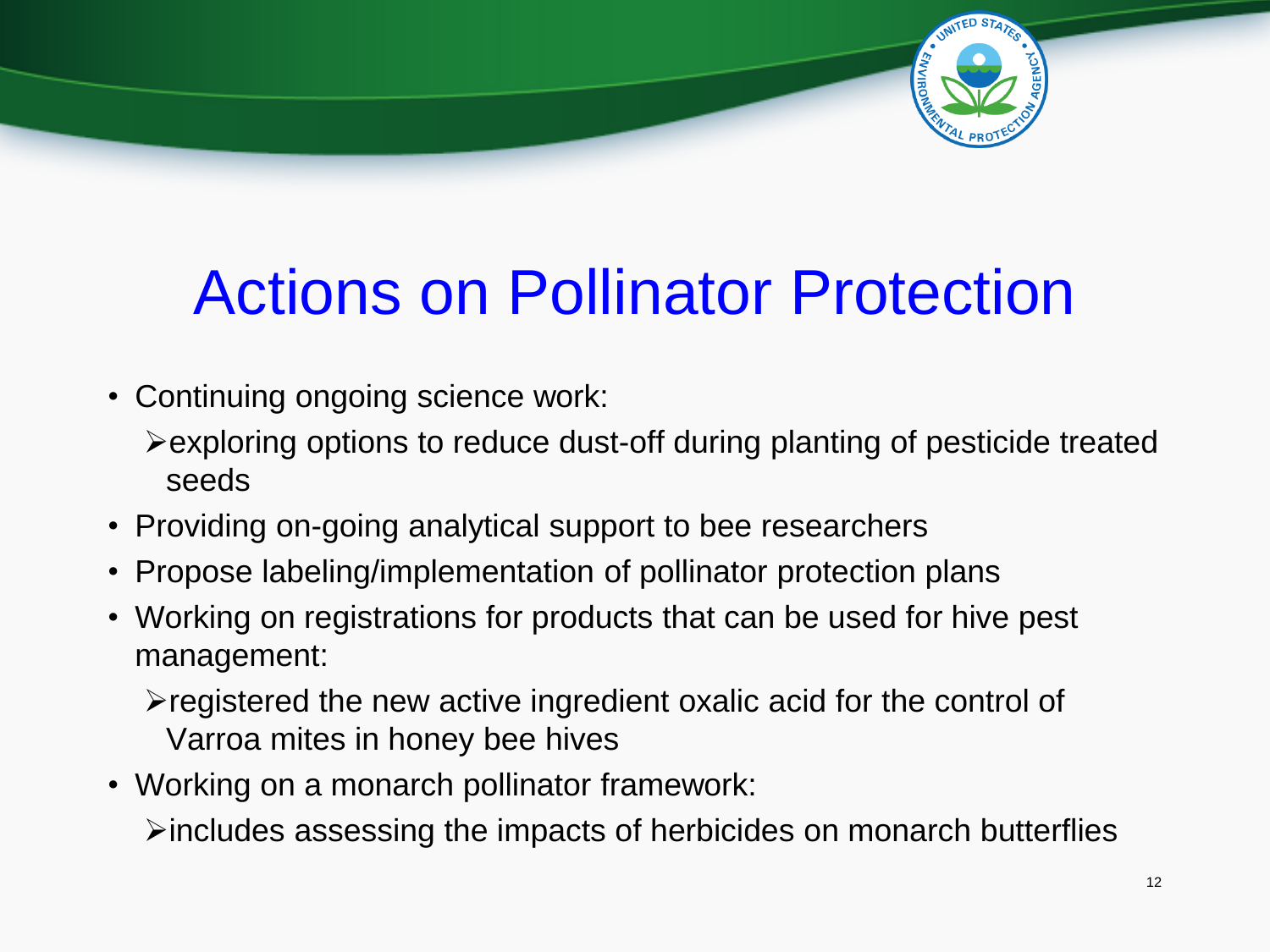# Actions on Pollinator Protection

- Continuing ongoing science work:
  - exploring options to reduce dust-off during planting of pesticide treated seeds
- Providing on-going analytical support to bee researchers
- Propose labeling/implementation of pollinator protection plans
- Working on registrations for products that can be used for hive pest management:
  - registered the new active ingredient oxalic acid for the control of Varroa mites in honey bee hives
- Working on a monarch pollinator framework:
  - includes assessing the impacts of herbicides on monarch butterflies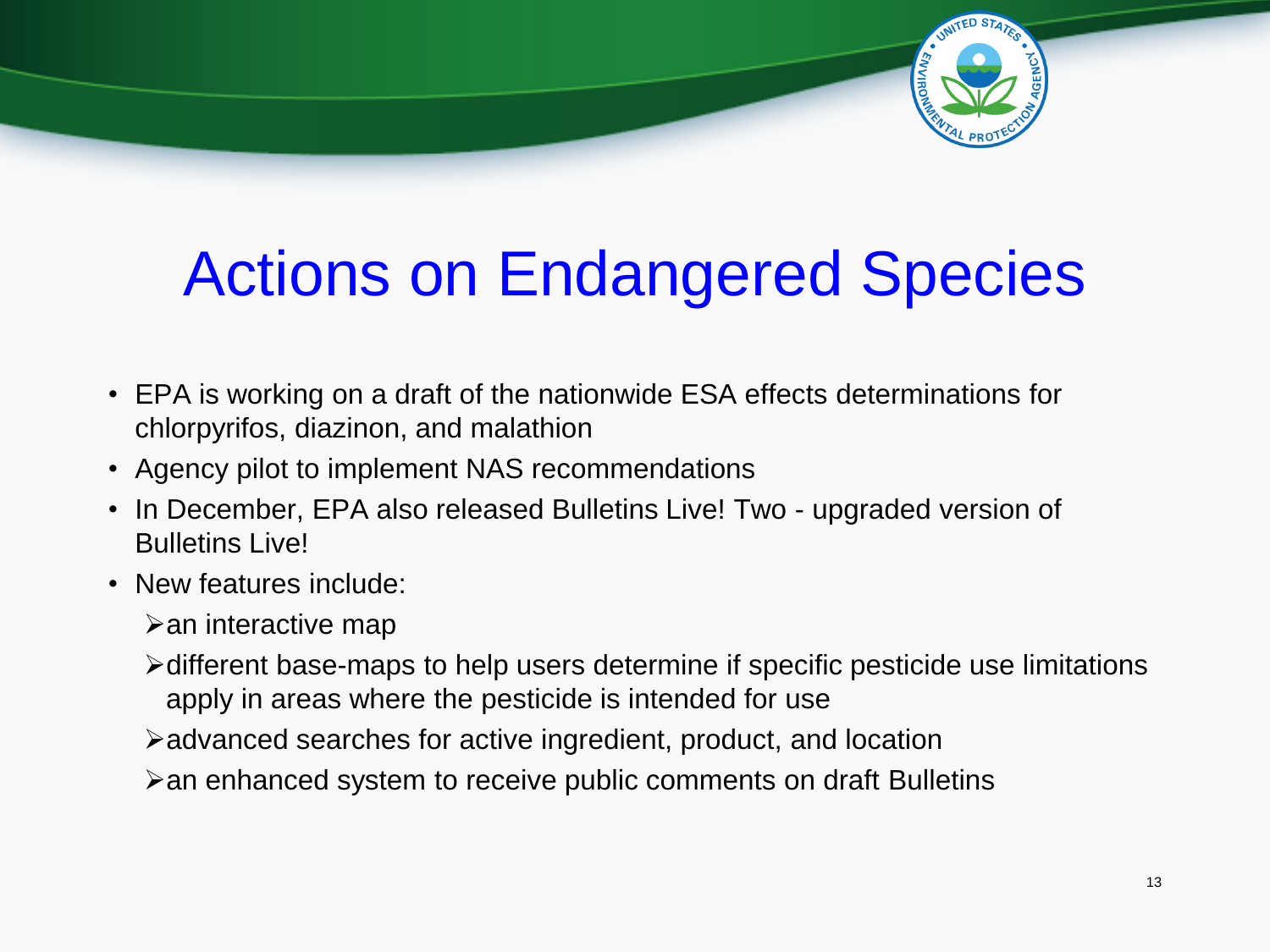# Actions on Endangered Species

- EPA is working on a draft of the nationwide ESA effects determinations for chlorpyrifos, diazinon, and malathion
- Agency pilot to implement NAS recommendations
- In December, EPA also released Bulletins Live! Two - upgraded version of Bulletins Live!
- New features include:
  - an interactive map
  - different base-maps to help users determine if specific pesticide use limitations apply in areas where the pesticide is intended for use
  - advanced searches for active ingredient, product, and location
  - an enhanced system to receive public comments on draft Bulletins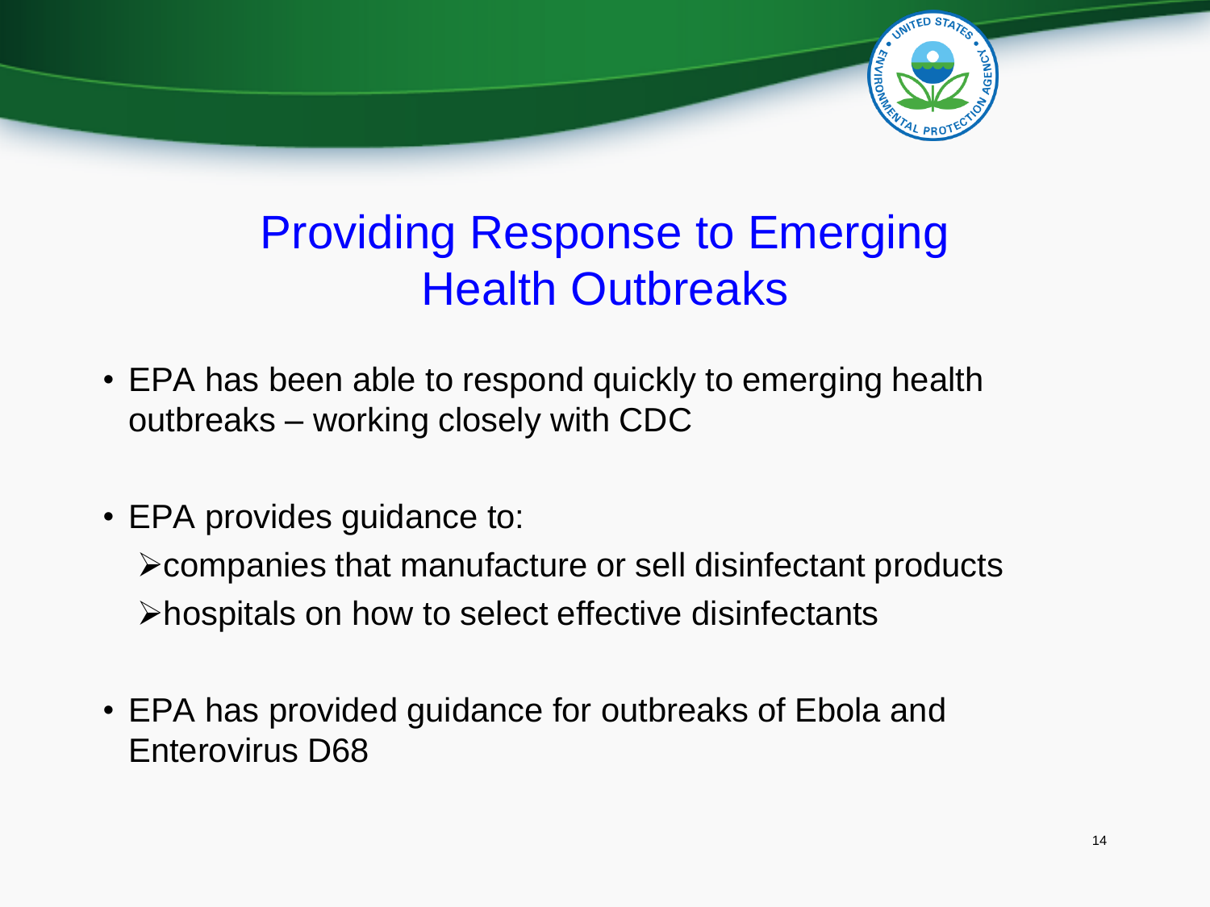# Providing Response to Emerging Health Outbreaks

- EPA has been able to respond quickly to emerging health outbreaks – working closely with CDC

- EPA provides guidance to:
  - companies that manufacture or sell disinfectant products
  - hospitals on how to select effective disinfectants

- EPA has provided guidance for outbreaks of Ebola and Enterovirus D68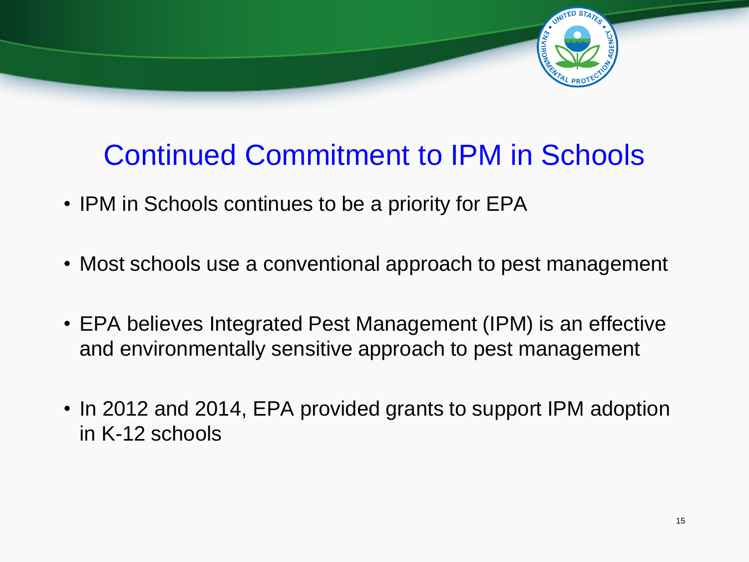# Continued Commitment to IPM in Schools

- IPM in Schools continues to be a priority for EPA
- Most schools use a conventional approach to pest management
- EPA believes Integrated Pest Management (IPM) is an effective and environmentally sensitive approach to pest management
- In 2012 and 2014, EPA provided grants to support IPM adoption in K-12 schools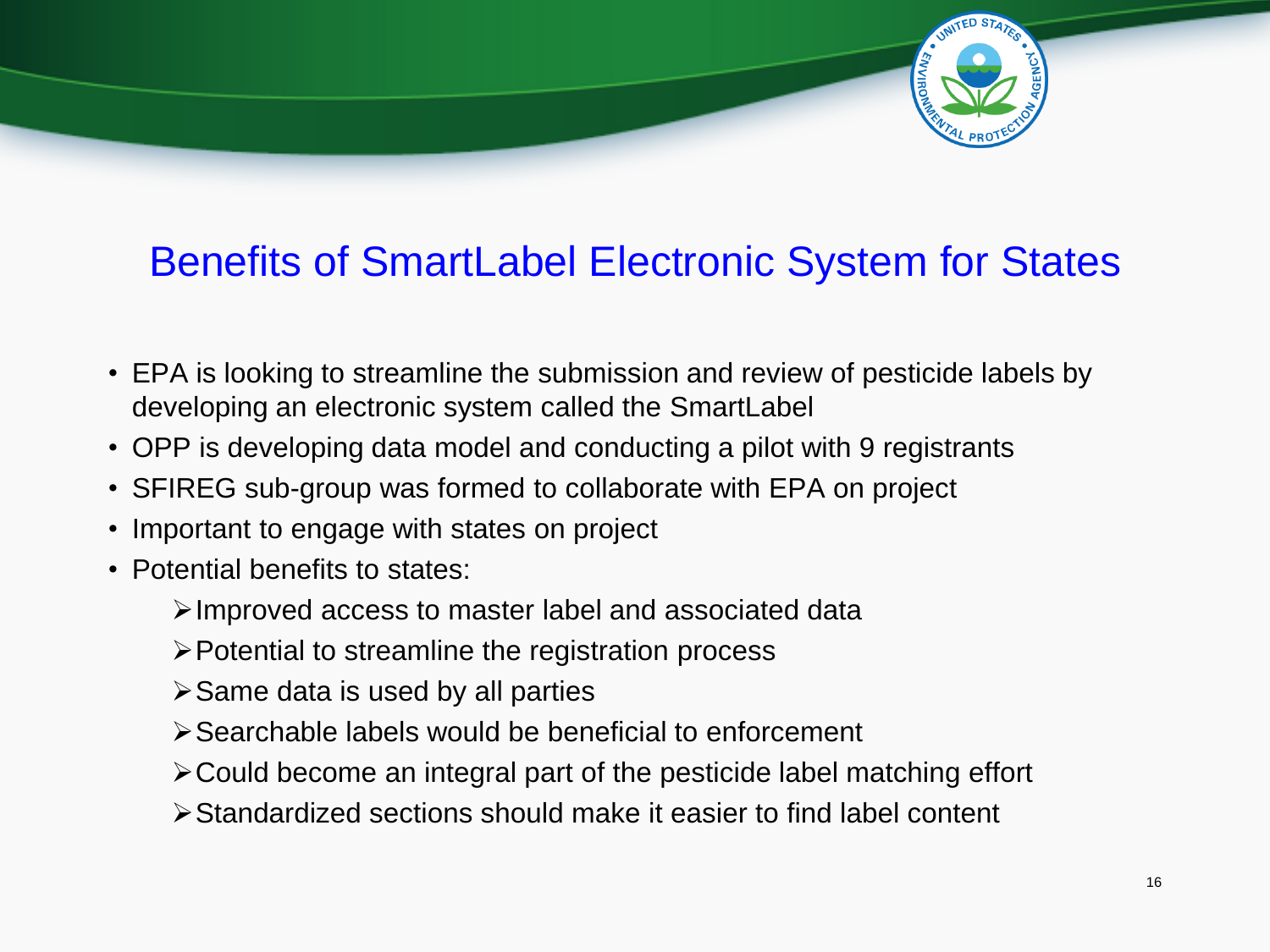# Benefits of SmartLabel Electronic System for States

- EPA is looking to streamline the submission and review of pesticide labels by developing an electronic system called the SmartLabel
- OPP is developing data model and conducting a pilot with 9 registrants
- SFIREG sub-group was formed to collaborate with EPA on project
- Important to engage with states on project
- Potential benefits to states:
  - Improved access to master label and associated data
  - Potential to streamline the registration process
  - Same data is used by all parties
  - Searchable labels would be beneficial to enforcement
  - Could become an integral part of the pesticide label matching effort
  - Standardized sections should make it easier to find label content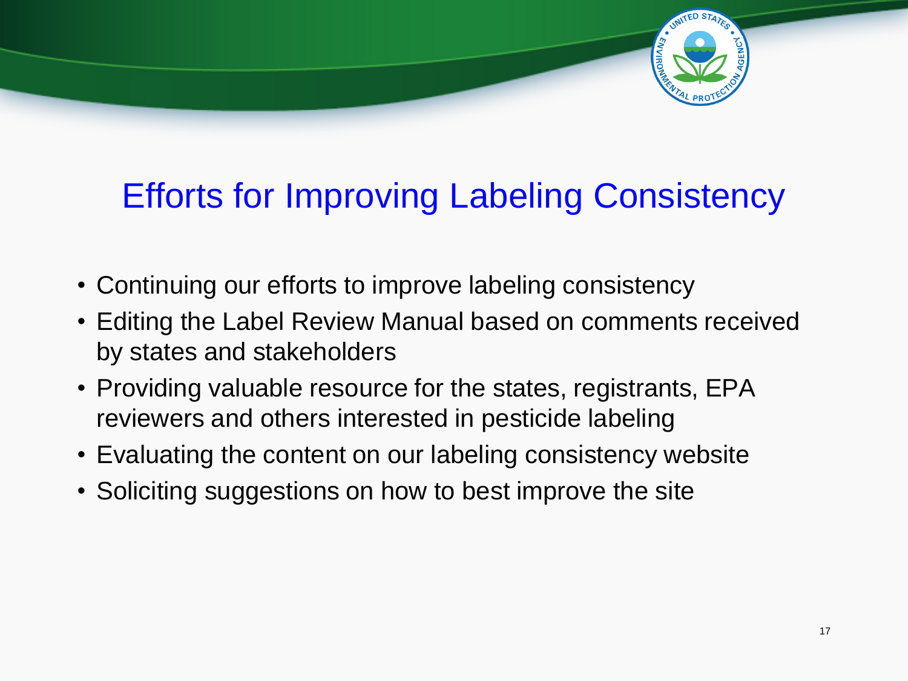# Efforts for Improving Labeling Consistency

- Continuing our efforts to improve labeling consistency
- Editing the Label Review Manual based on comments received by states and stakeholders
- Providing valuable resource for the states, registrants, EPA reviewers and others interested in pesticide labeling
- Evaluating the content on our labeling consistency website
- Soliciting suggestions on how to best improve the site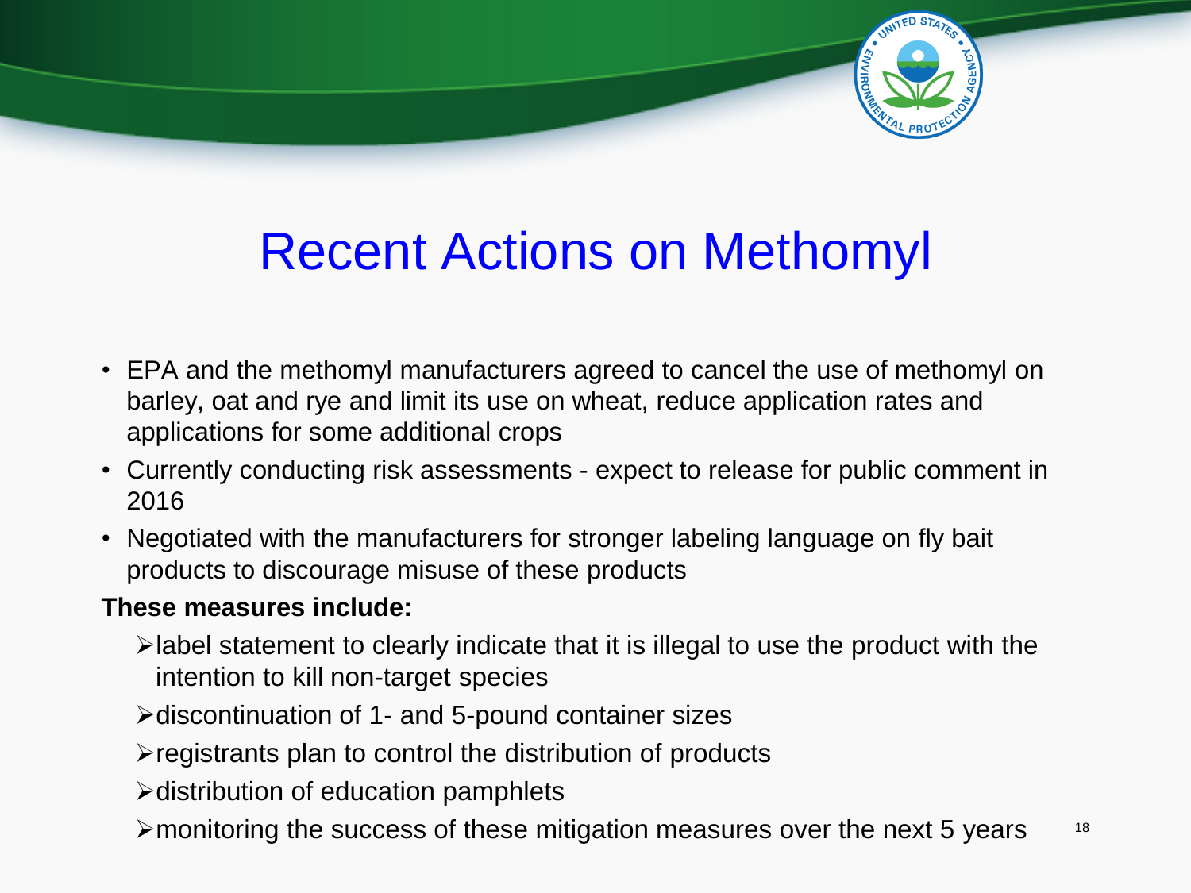# Recent Actions on Methomyl

- EPA and the methomyl manufacturers agreed to cancel the use of methomyl on barley, oat and rye and limit its use on wheat, reduce application rates and applications for some additional crops
- Currently conducting risk assessments - expect to release for public comment in 2016
- Negotiated with the manufacturers for stronger labeling language on fly bait products to discourage misuse of these products

**These measures include:**

- label statement to clearly indicate that it is illegal to use the product with the intention to kill non-target species
- discontinuation of 1- and 5-pound container sizes
- registrants plan to control the distribution of products
- distribution of education pamphlets
- monitoring the success of these mitigation measures over the next 5 years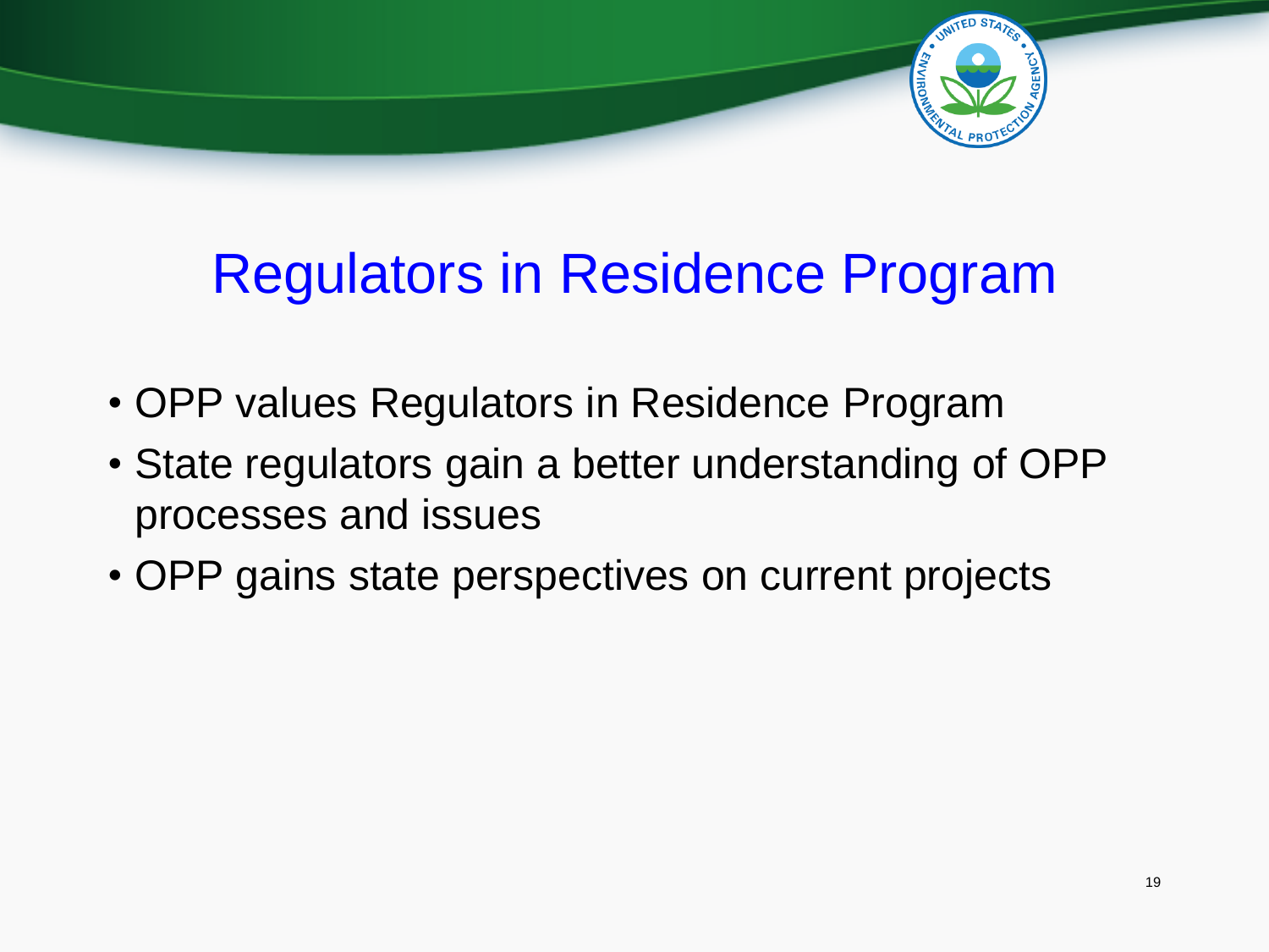# Regulators in Residence Program

- OPP values Regulators in Residence Program
- State regulators gain a better understanding of OPP processes and issues
- OPP gains state perspectives on current projects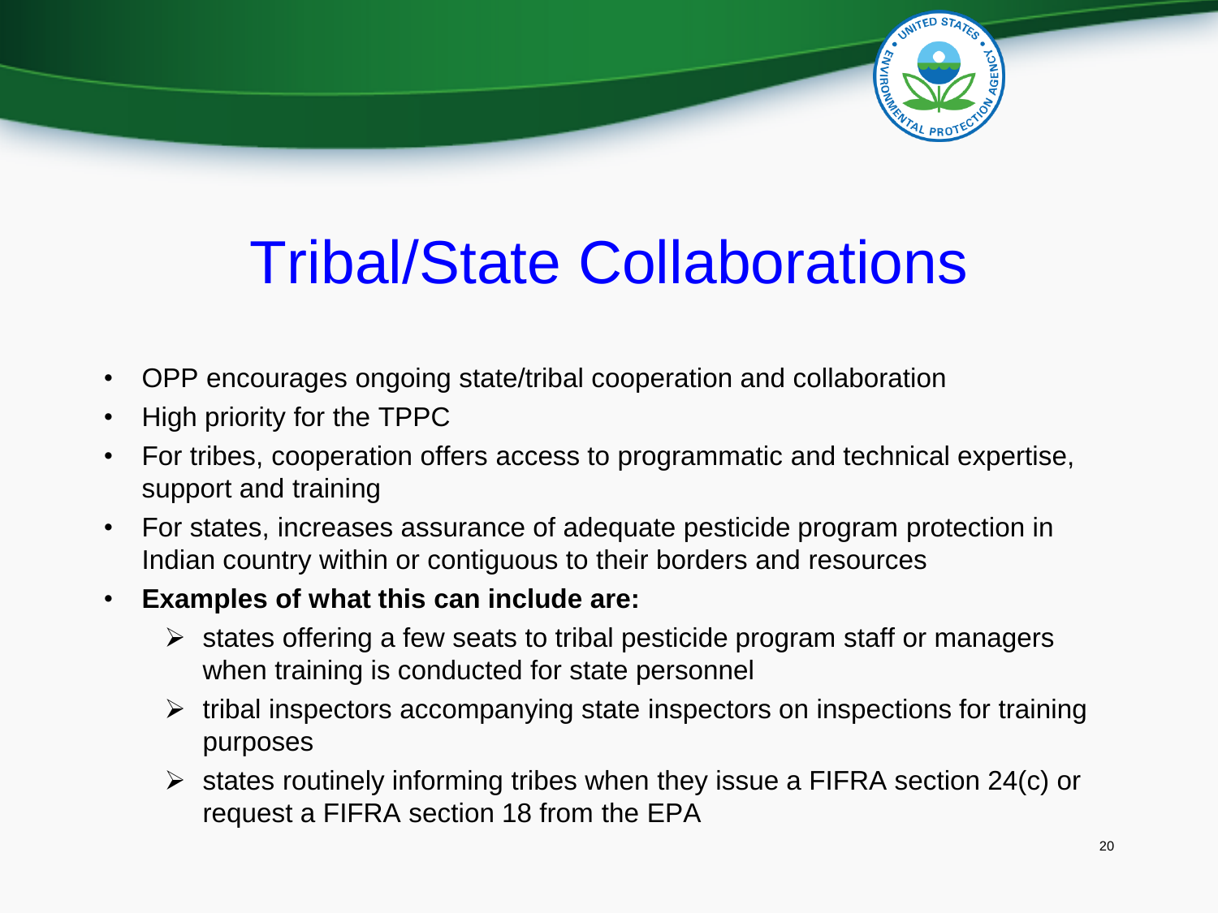# Tribal/State Collaborations

- OPP encourages ongoing state/tribal cooperation and collaboration
- High priority for the TPPC
- For tribes, cooperation offers access to programmatic and technical expertise, support and training
- For states, increases assurance of adequate pesticide program protection in Indian country within or contiguous to their borders and resources
- **Examples of what this can include are:**
  - states offering a few seats to tribal pesticide program staff or managers when training is conducted for state personnel
  - tribal inspectors accompanying state inspectors on inspections for training purposes
  - states routinely informing tribes when they issue a FIFRA section 24(c) or request a FIFRA section 18 from the EPA